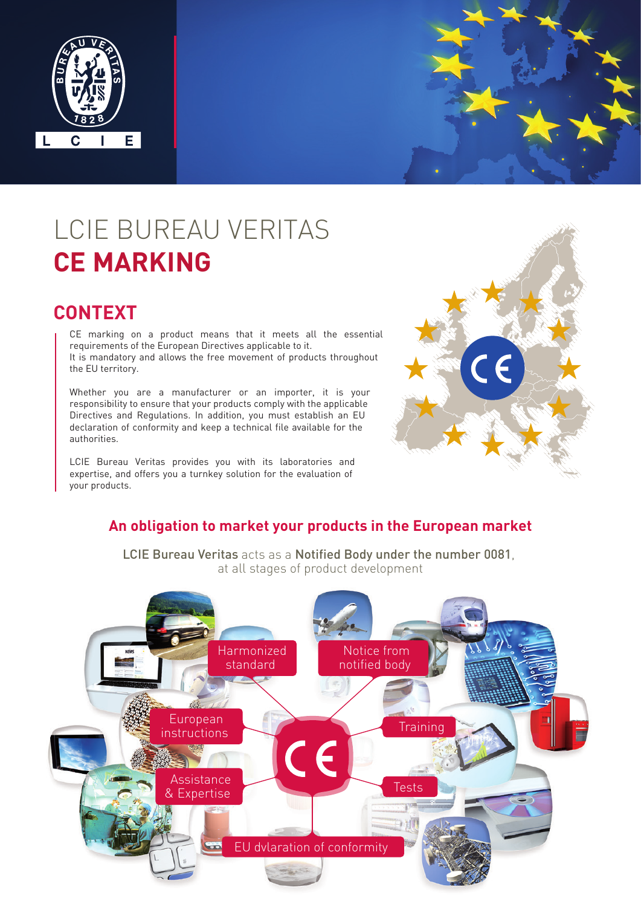# LCIE BUREAU VERITAS
# CE MARKING

## CONTEXT

CE marking on a product means that it meets all the essential requirements of the European Directives applicable to it.
It is mandatory and allows the free movement of products throughout the EU territory.

Whether you are a manufacturer or an importer, it is your responsibility to ensure that your products comply with the applicable Directives and Regulations. In addition, you must establish an EU declaration of conformity and keep a technical file available for the authorities.

LCIE Bureau Veritas provides you with its laboratories and expertise, and offers you a turnkey solution for the evaluation of your products.

### An obligation to market your products in the European market

**LCIE Bureau Veritas** acts as a **Notified Body under the number 0081**, at all stages of product development

- Harmonized standard
- Notice from notified body
- European instructions
- Training
- Assistance & Expertise
- Tests
- EU dvlaration of conformity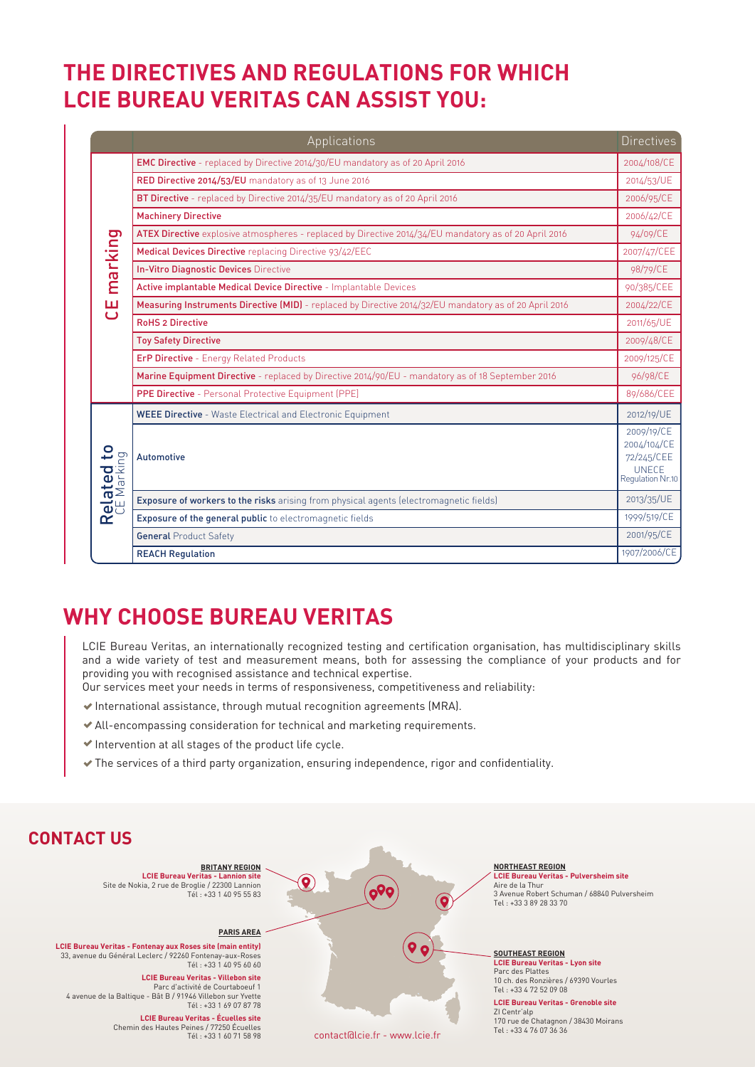# THE DIRECTIVES AND REGULATIONS FOR WHICH LCIE BUREAU VERITAS CAN ASSIST YOU:

| | Applications | Directives |
|---|---|---|
| CE marking | **EMC Directive** - replaced by Directive 2014/30/EU mandatory as of 20 April 2016 | 2004/108/CE |
| | **RED Directive 2014/53/EU** mandatory as of 13 June 2016 | 2014/53/UE |
| | **BT Directive** - replaced by Directive 2014/35/EU mandatory as of 20 April 2016 | 2006/95/CE |
| | **Machinery Directive** | 2006/42/CE |
| | **ATEX Directive** explosive atmospheres - replaced by Directive 2014/34/EU mandatory as of 20 April 2016 | 94/09/CE |
| | **Medical Devices Directive** replacing Directive 93/42/EEC | 2007/47/CEE |
| | **In-Vitro Diagnostic Devices** Directive | 98/79/CE |
| | **Active implantable Medical Device Directive** - Implantable Devices | 90/385/CEE |
| | **Measuring Instruments Directive (MID)** - replaced by Directive 2014/32/EU mandatory as of 20 April 2016 | 2004/22/CE |
| | **RoHS 2 Directive** | 2011/65/UE |
| | **Toy Safety Directive** | 2009/48/CE |
| | **ErP Directive** - Energy Related Products | 2009/125/CE |
| | **Marine Equipment Directive** - replaced by Directive 2014/90/EU - mandatory as of 18 September 2016 | 96/98/CE |
| | **PPE Directive** - Personal Protective Equipment (PPE) | 89/686/CEE |
| Related to CE Marking | **WEEE Directive** - Waste Electrical and Electronic Equipment | 2012/19/UE |
| | Automotive | 2009/19/CE<br>2004/104/CE<br>72/245/CEE<br>UNECE Regulation Nr.10 |
| | **Exposure of workers to the risks** arising from physical agents (electromagnetic fields) | 2013/35/UE |
| | **Exposure of the general public** to electromagnetic fields | 1999/519/CE |
| | **General** Product Safety | 2001/95/CE |
| | **REACH Regulation** | 1907/2006/CE |

# WHY CHOOSE BUREAU VERITAS

LCIE Bureau Veritas, an internationally recognized testing and certification organisation, has multidisciplinary skills and a wide variety of test and measurement means, both for assessing the compliance of your products and for providing you with recognised assistance and technical expertise.
Our services meet your needs in terms of responsiveness, competitiveness and reliability:

- International assistance, through mutual recognition agreements (MRA).
- All-encompassing consideration for technical and marketing requirements.
- Intervention at all stages of the product life cycle.
- The services of a third party organization, ensuring independence, rigor and confidentiality.

# CONTACT US

**BRITANY REGION**
**LCIE Bureau Veritas - Lannion site**
Site de Nokia, 2 rue de Broglie / 22300 Lannion
Tél : +33 1 40 95 55 83

**PARIS AREA**
**LCIE Bureau Veritas - Fontenay aux Roses site (main entity)**
33, avenue du Général Leclerc / 92260 Fontenay-aux-Roses
Tél : +33 1 40 95 60 60

**LCIE Bureau Veritas - Villebon site**
Parc d'activité de Courtaboeuf 1
4 avenue de la Baltique - Bât B / 91946 Villebon sur Yvette
Tél : +33 1 69 07 87 78

**LCIE Bureau Veritas - Écuelles site**
Chemin des Hautes Peines / 77250 Écuelles
Tél : +33 1 60 71 58 98

**NORTHEAST REGION**
**LCIE Bureau Veritas - Pulversheim site**
Aire de la Thur
3 Avenue Robert Schuman / 68840 Pulversheim
Tel : +33 3 89 28 33 70

**SOUTHEAST REGION**
**LCIE Bureau Veritas - Lyon site**
Parc des Plattes
10 ch. des Ronzières / 69390 Vourles
Tel : +33 4 72 52 09 08

**LCIE Bureau Veritas - Grenoble site**
ZI Centr'alp
170 rue de Chatagnon / 38430 Moirans
Tel : +33 4 76 07 36 36

contact@lcie.fr - www.lcie.fr